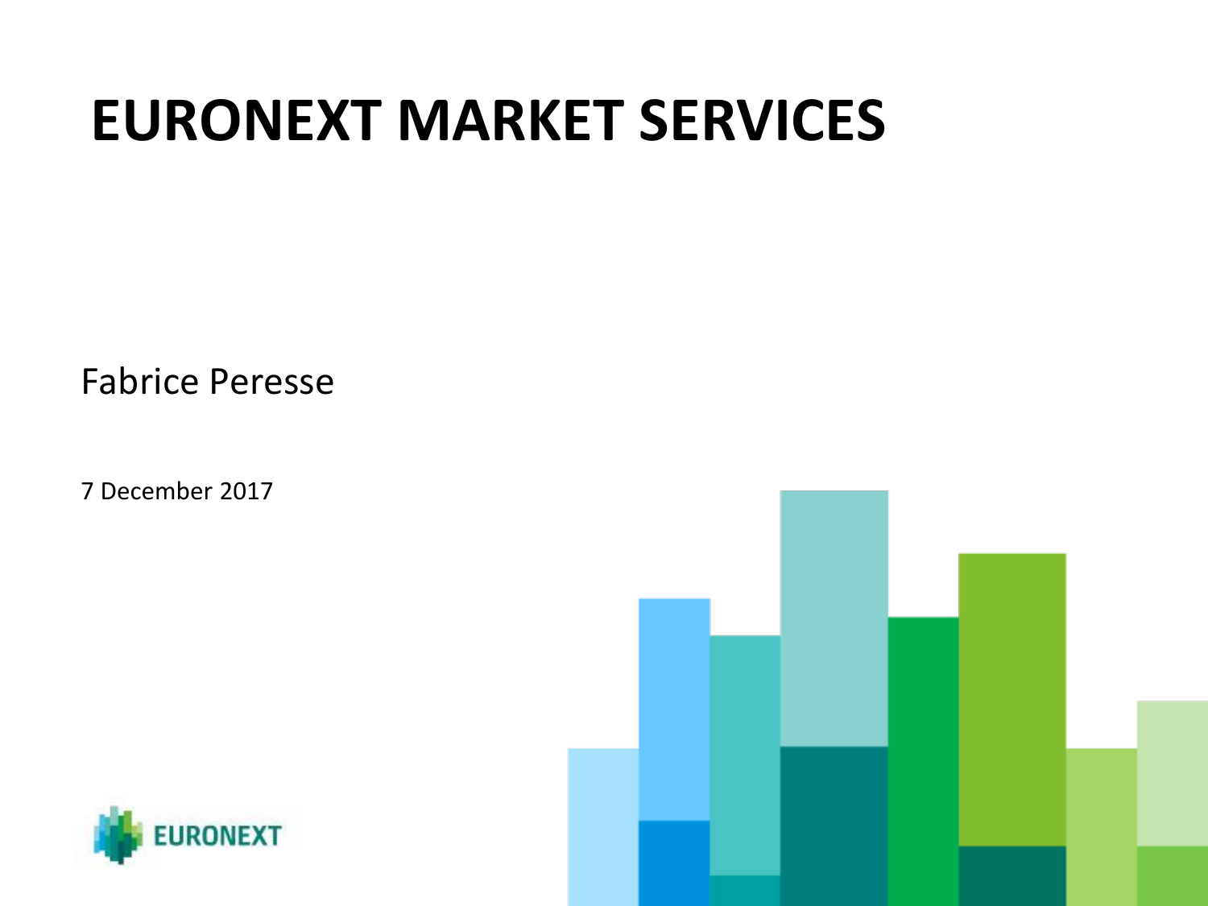# EURONEXT MARKET SERVICES

Fabrice Peresse

7 December 2017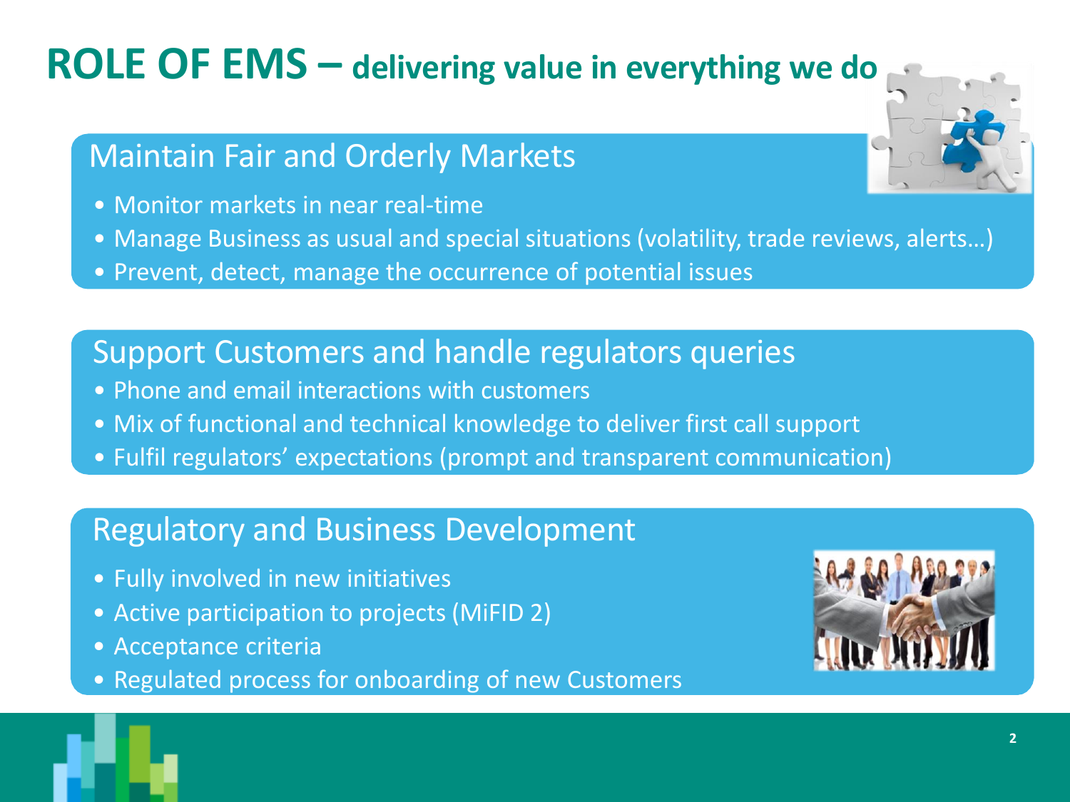# ROLE OF EMS – delivering value in everything we do

## Maintain Fair and Orderly Markets

- Monitor markets in near real-time
- Manage Business as usual and special situations (volatility, trade reviews, alerts…)
- Prevent, detect, manage the occurrence of potential issues

## Support Customers and handle regulators queries

- Phone and email interactions with customers
- Mix of functional and technical knowledge to deliver first call support
- Fulfil regulators' expectations (prompt and transparent communication)

## Regulatory and Business Development

- Fully involved in new initiatives
- Active participation to projects (MiFID 2)
- Acceptance criteria
- Regulated process for onboarding of new Customers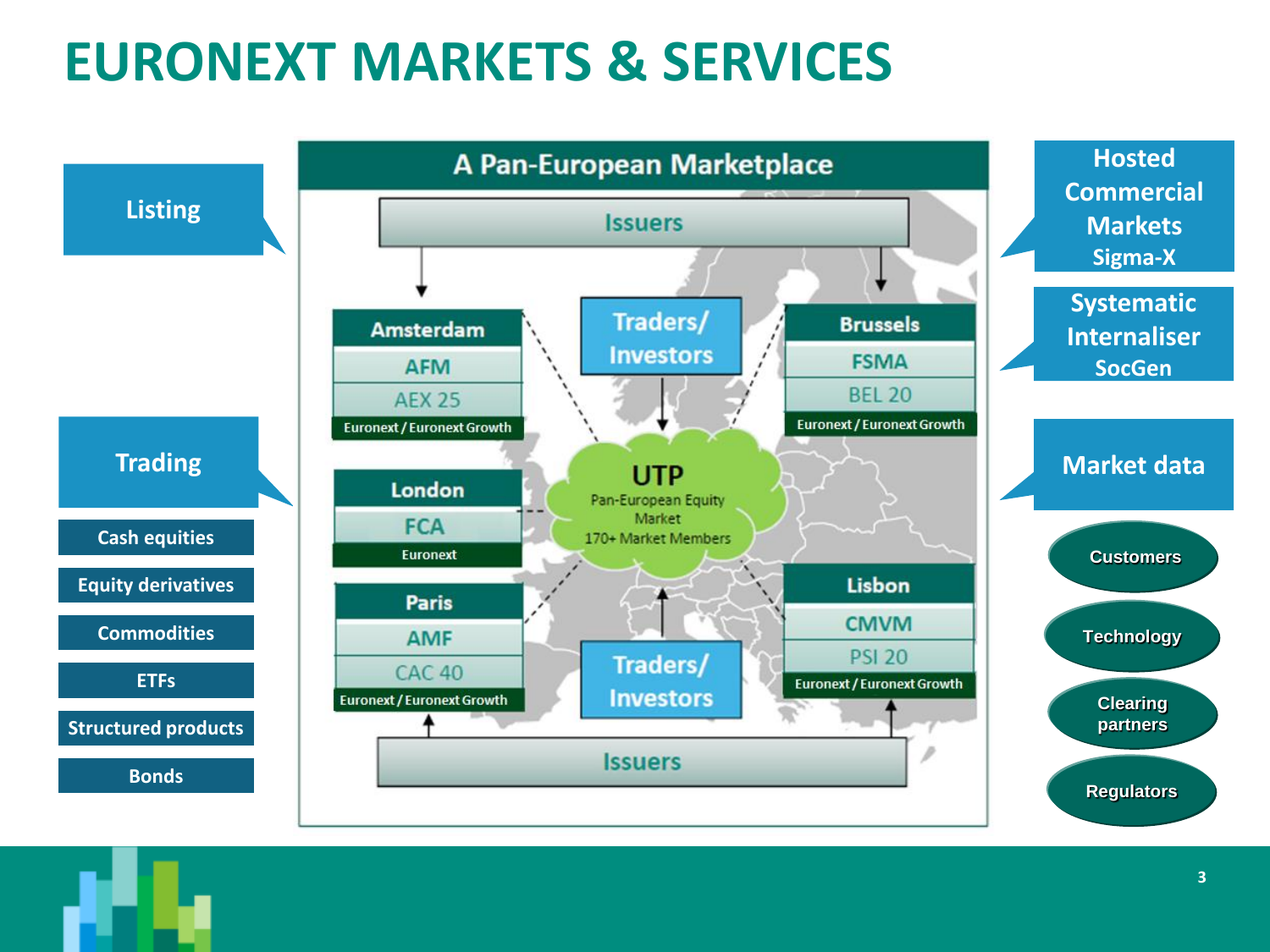# EURONEXT MARKETS & SERVICES

**Listing**

**Trading**

- Cash equities
- Equity derivatives
- Commodities
- ETFs
- Structured products
- Bonds

## A Pan-European Marketplace

Issuers

**Amsterdam**
- AFM
- AEX 25
- Euronext / Euronext Growth

**Traders/ Investors**

**Brussels**
- FSMA
- BEL 20
- Euronext / Euronext Growth

**London**
- FCA
- Euronext

**UTP**
Pan-European Equity Market
170+ Market Members

**Paris**
- AMF
- CAC 40
- Euronext / Euronext Growth

**Traders/ Investors**

**Lisbon**
- CMVM
- PSI 20
- Euronext / Euronext Growth

Issuers

**Hosted Commercial Markets**
Sigma-X

**Systematic Internaliser**
SocGen

**Market data**

- Customers
- Technology
- Clearing partners
- Regulators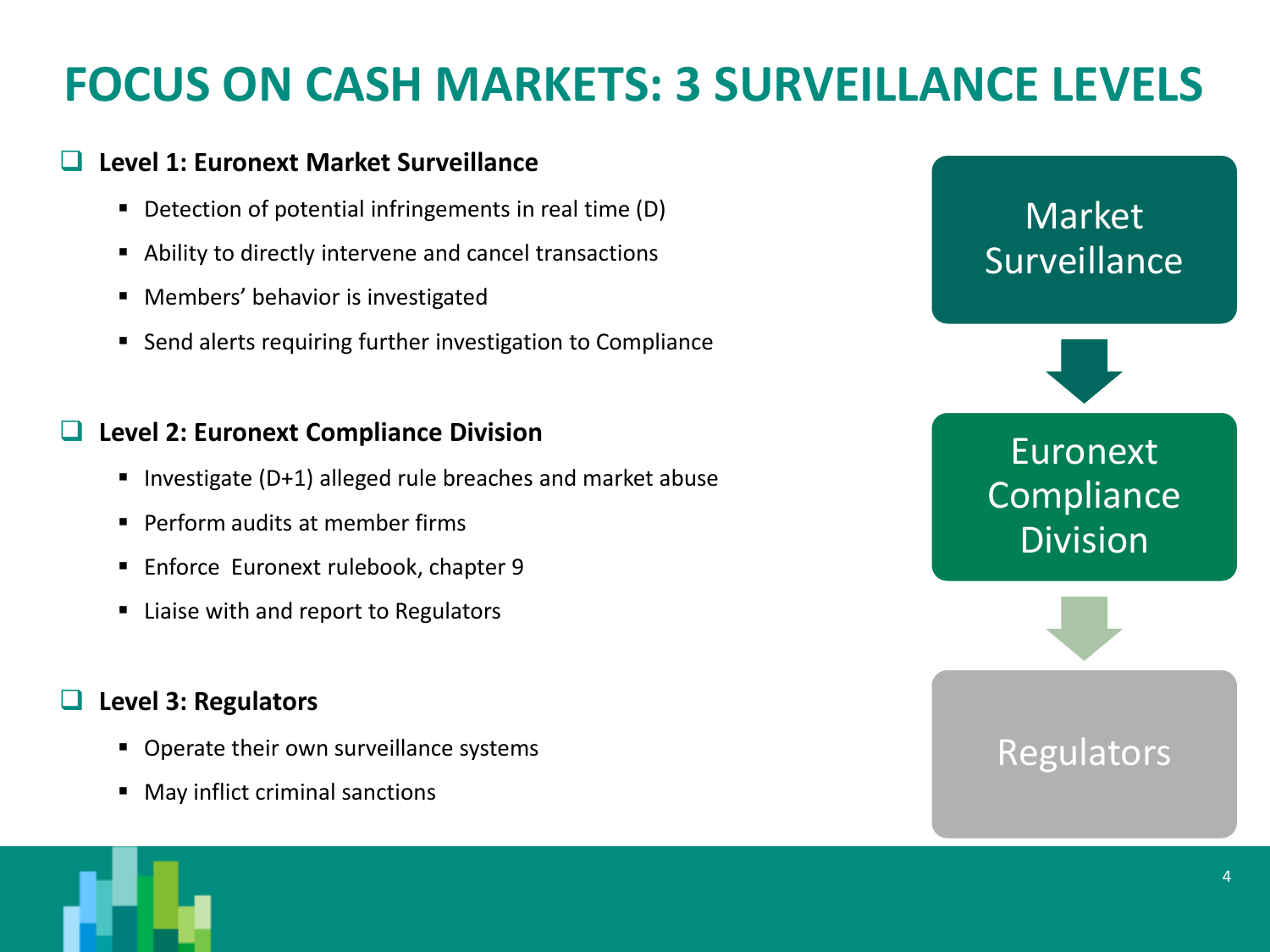# FOCUS ON CASH MARKETS: 3 SURVEILLANCE LEVELS

- **Level 1: Euronext Market Surveillance**
  - Detection of potential infringements in real time (D)
  - Ability to directly intervene and cancel transactions
  - Members' behavior is investigated
  - Send alerts requiring further investigation to Compliance

- **Level 2: Euronext Compliance Division**
  - Investigate (D+1) alleged rule breaches and market abuse
  - Perform audits at member firms
  - Enforce Euronext rulebook, chapter 9
  - Liaise with and report to Regulators

- **Level 3: Regulators**
  - Operate their own surveillance systems
  - May inflict criminal sanctions

Market Surveillance → Euronext Compliance Division → Regulators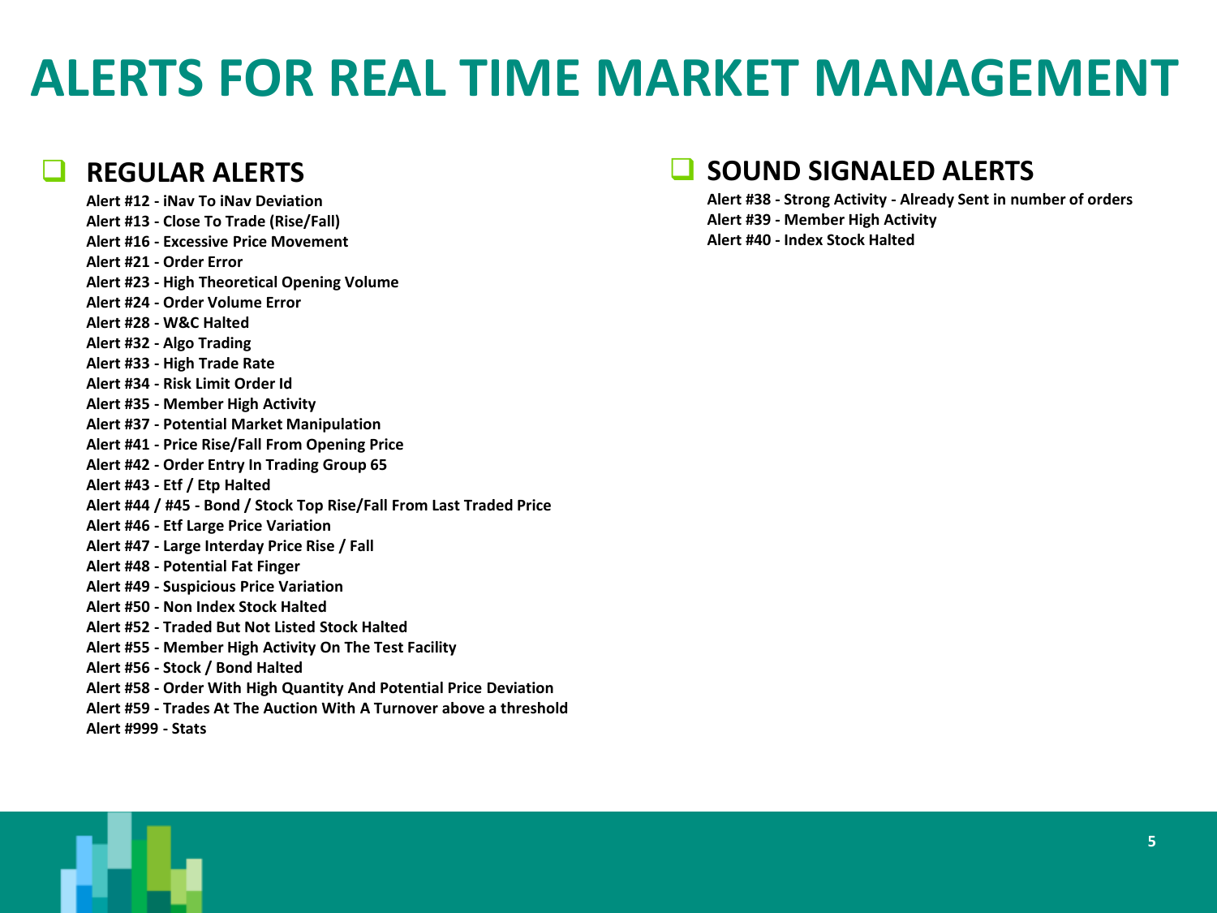# ALERTS FOR REAL TIME MARKET MANAGEMENT

## REGULAR ALERTS

**Alert #12 - iNav To iNav Deviation**
**Alert #13 - Close To Trade (Rise/Fall)**
**Alert #16 - Excessive Price Movement**
**Alert #21 - Order Error**
**Alert #23 - High Theoretical Opening Volume**
**Alert #24 - Order Volume Error**
**Alert #28 - W&C Halted**
**Alert #32 - Algo Trading**
**Alert #33 - High Trade Rate**
**Alert #34 - Risk Limit Order Id**
**Alert #35 - Member High Activity**
**Alert #37 - Potential Market Manipulation**
**Alert #41 - Price Rise/Fall From Opening Price**
**Alert #42 - Order Entry In Trading Group 65**
**Alert #43 - Etf / Etp Halted**
**Alert #44 / #45 - Bond / Stock Top Rise/Fall From Last Traded Price**
**Alert #46 - Etf Large Price Variation**
**Alert #47 - Large Interday Price Rise / Fall**
**Alert #48 - Potential Fat Finger**
**Alert #49 - Suspicious Price Variation**
**Alert #50 - Non Index Stock Halted**
**Alert #52 - Traded But Not Listed Stock Halted**
**Alert #55 - Member High Activity On The Test Facility**
**Alert #56 - Stock / Bond Halted**
**Alert #58 - Order With High Quantity And Potential Price Deviation**
**Alert #59 - Trades At The Auction With A Turnover above a threshold**
**Alert #999 - Stats**

## SOUND SIGNALED ALERTS

**Alert #38 - Strong Activity - Already Sent in number of orders**
**Alert #39 - Member High Activity**
**Alert #40 - Index Stock Halted**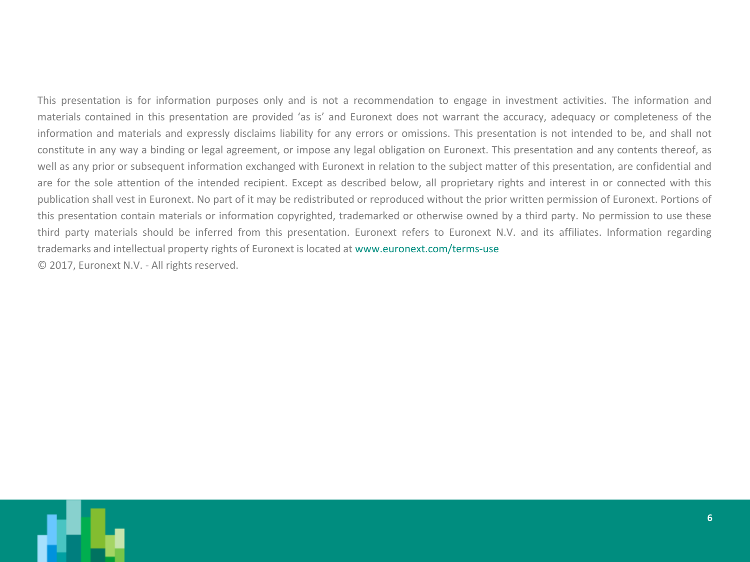This presentation is for information purposes only and is not a recommendation to engage in investment activities. The information and materials contained in this presentation are provided 'as is' and Euronext does not warrant the accuracy, adequacy or completeness of the information and materials and expressly disclaims liability for any errors or omissions. This presentation is not intended to be, and shall not constitute in any way a binding or legal agreement, or impose any legal obligation on Euronext. This presentation and any contents thereof, as well as any prior or subsequent information exchanged with Euronext in relation to the subject matter of this presentation, are confidential and are for the sole attention of the intended recipient. Except as described below, all proprietary rights and interest in or connected with this publication shall vest in Euronext. No part of it may be redistributed or reproduced without the prior written permission of Euronext. Portions of this presentation contain materials or information copyrighted, trademarked or otherwise owned by a third party. No permission to use these third party materials should be inferred from this presentation. Euronext refers to Euronext N.V. and its affiliates. Information regarding trademarks and intellectual property rights of Euronext is located at www.euronext.com/terms-use

© 2017, Euronext N.V. - All rights reserved.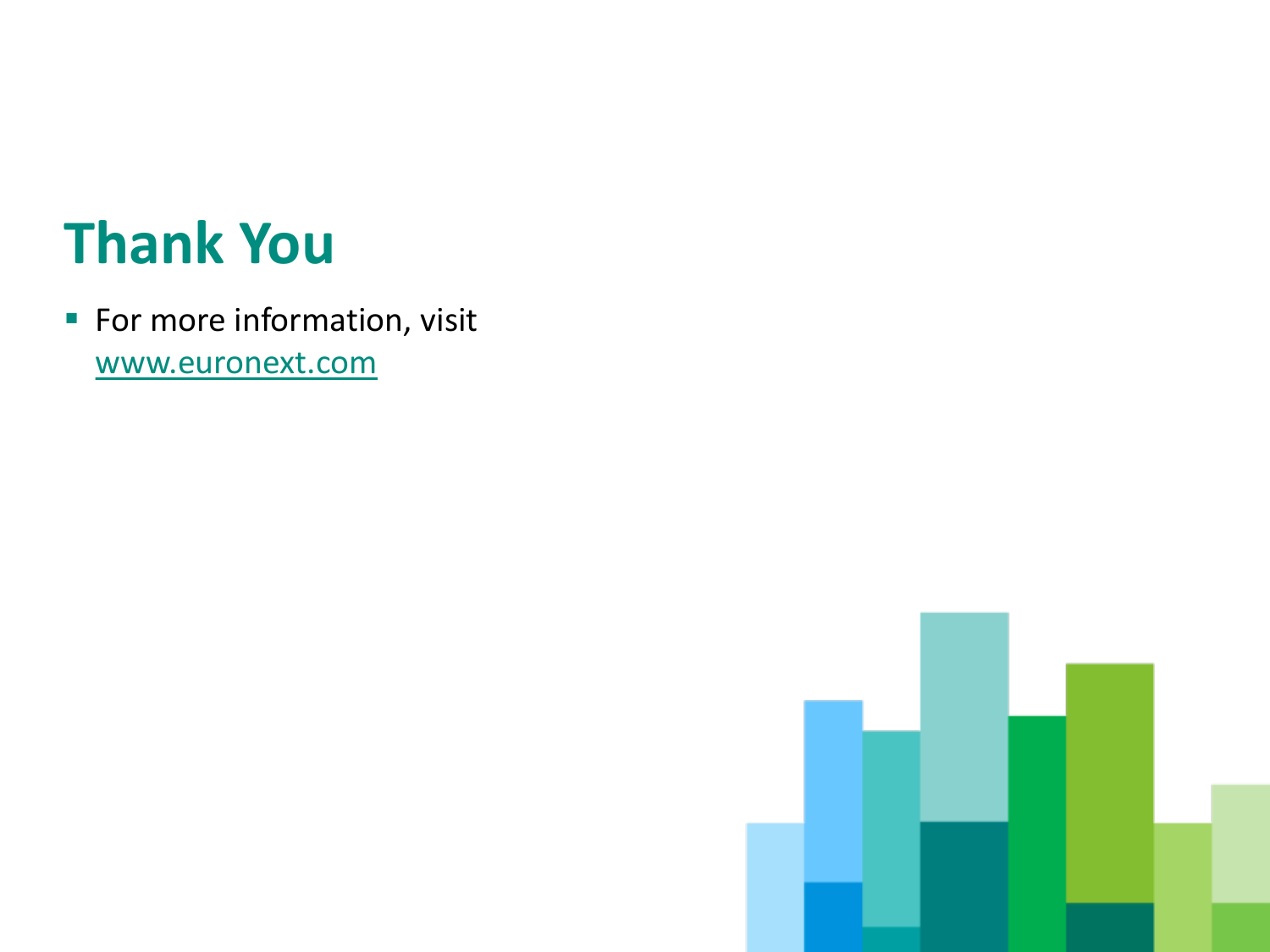# Thank You

- For more information, visit www.euronext.com